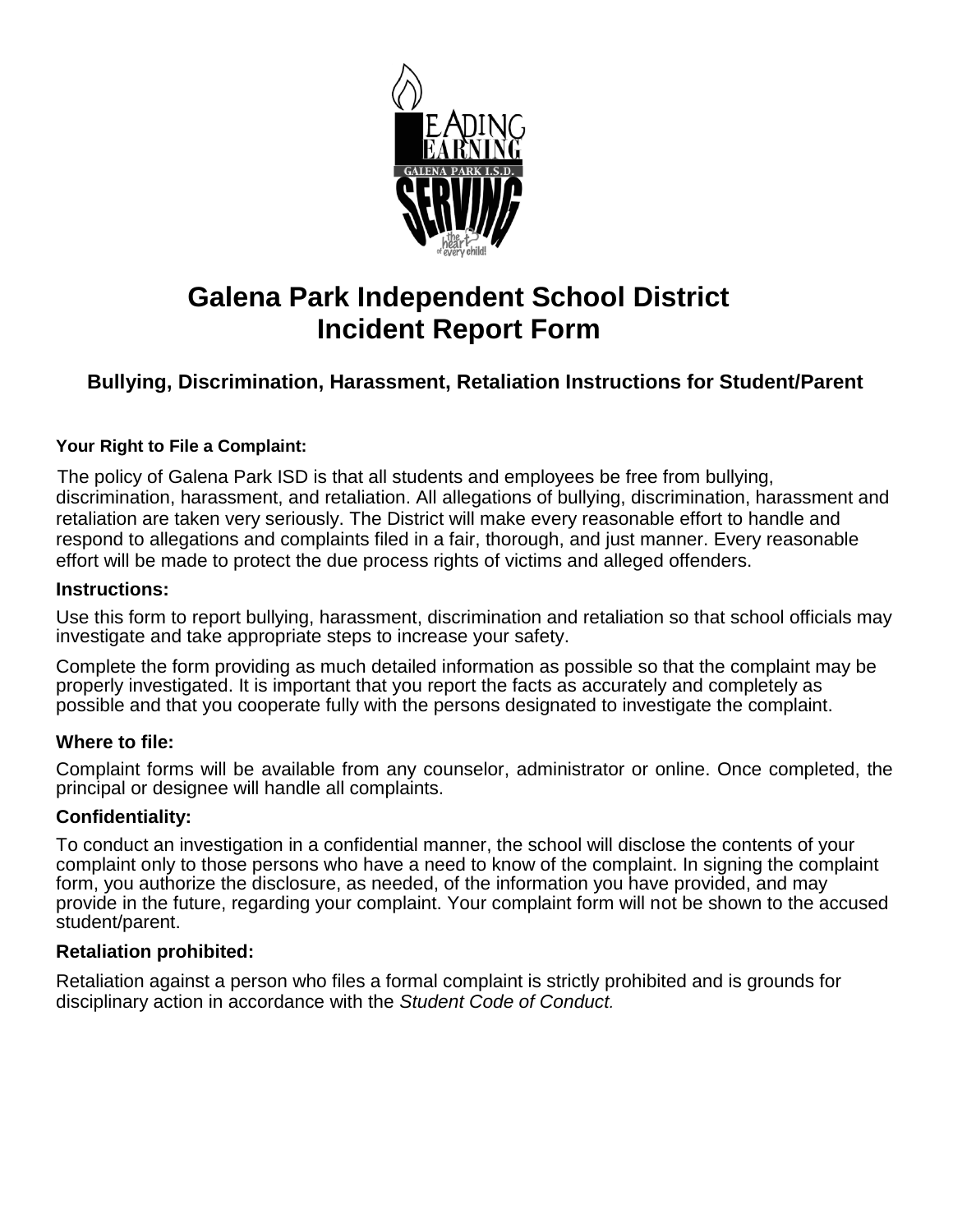# Galena Park Independent School District
# Incident Report Form

## Bullying, Discrimination, Harassment, Retaliation Instructions for Student/Parent

**Your Right to File a Complaint:**

The policy of Galena Park ISD is that all students and employees be free from bullying, discrimination, harassment, and retaliation. All allegations of bullying, discrimination, harassment and retaliation are taken very seriously. The District will make every reasonable effort to handle and respond to allegations and complaints filed in a fair, thorough, and just manner. Every reasonable effort will be made to protect the due process rights of victims and alleged offenders.

**Instructions:**

Use this form to report bullying, harassment, discrimination and retaliation so that school officials may investigate and take appropriate steps to increase your safety.

Complete the form providing as much detailed information as possible so that the complaint may be properly investigated. It is important that you report the facts as accurately and completely as possible and that you cooperate fully with the persons designated to investigate the complaint.

**Where to file:**

Complaint forms will be available from any counselor, administrator or online. Once completed, the principal or designee will handle all complaints.

**Confidentiality:**

To conduct an investigation in a confidential manner, the school will disclose the contents of your complaint only to those persons who have a need to know of the complaint. In signing the complaint form, you authorize the disclosure, as needed, of the information you have provided, and may provide in the future, regarding your complaint. Your complaint form will not be shown to the accused student/parent.

**Retaliation prohibited:**

Retaliation against a person who files a formal complaint is strictly prohibited and is grounds for disciplinary action in accordance with the *Student Code of Conduct.*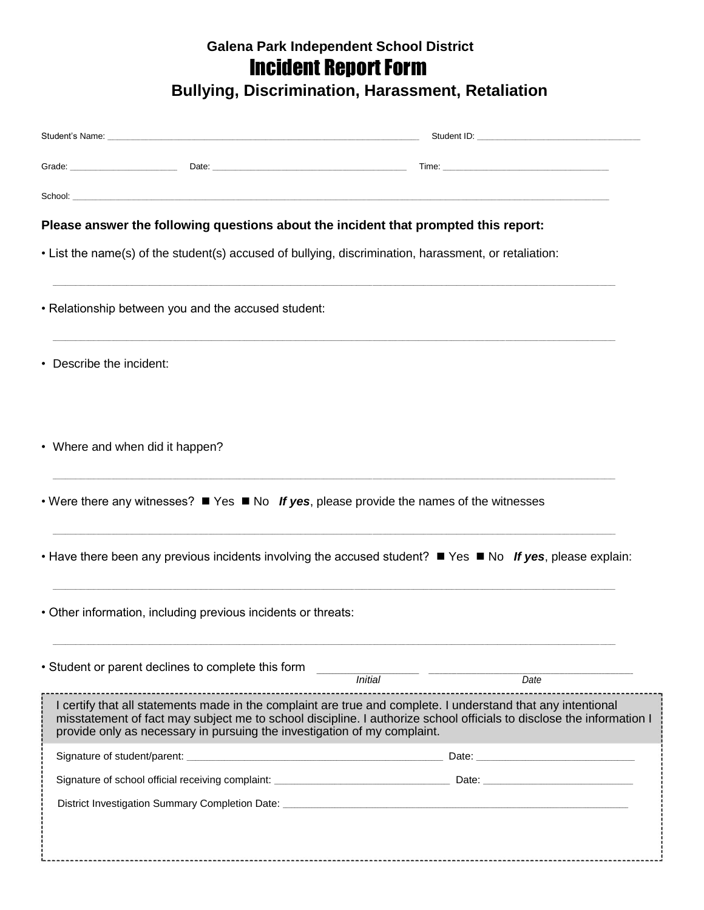**Galena Park Independent School District**

# Incident Report Form

## Bullying, Discrimination, Harassment, Retaliation

Student's Name: ______________________________________________ Student ID: ______________________________

Grade: ____________________ Date: ____________________________________ Time: ______________________________

School: ______________________________________________________________________________________________

**Please answer the following questions about the incident that prompted this report:**

• List the name(s) of the student(s) accused of bullying, discrimination, harassment, or retaliation:

______________________________________________________________________________________________

• Relationship between you and the accused student:

______________________________________________________________________________________________

• Describe the incident:

• Where and when did it happen?

______________________________________________________________________________________________

• Were there any witnesses? ■ Yes ■ No ***If yes***, please provide the names of the witnesses

______________________________________________________________________________________________

• Have there been any previous incidents involving the accused student? ■ Yes ■ No ***If yes***, please explain:

______________________________________________________________________________________________

• Other information, including previous incidents or threats:

______________________________________________________________________________________________

• Student or parent declines to complete this form ______________ ______________________________

*Initial* *Date*

I certify that all statements made in the complaint are true and complete. I understand that any intentional misstatement of fact may subject me to school discipline. I authorize school officials to disclose the information I provide only as necessary in pursuing the investigation of my complaint.

Signature of student/parent: ________________________________________ Date: __________________________

Signature of school official receiving complaint: ____________________________ Date: ________________________

District Investigation Summary Completion Date: ____________________________________________________________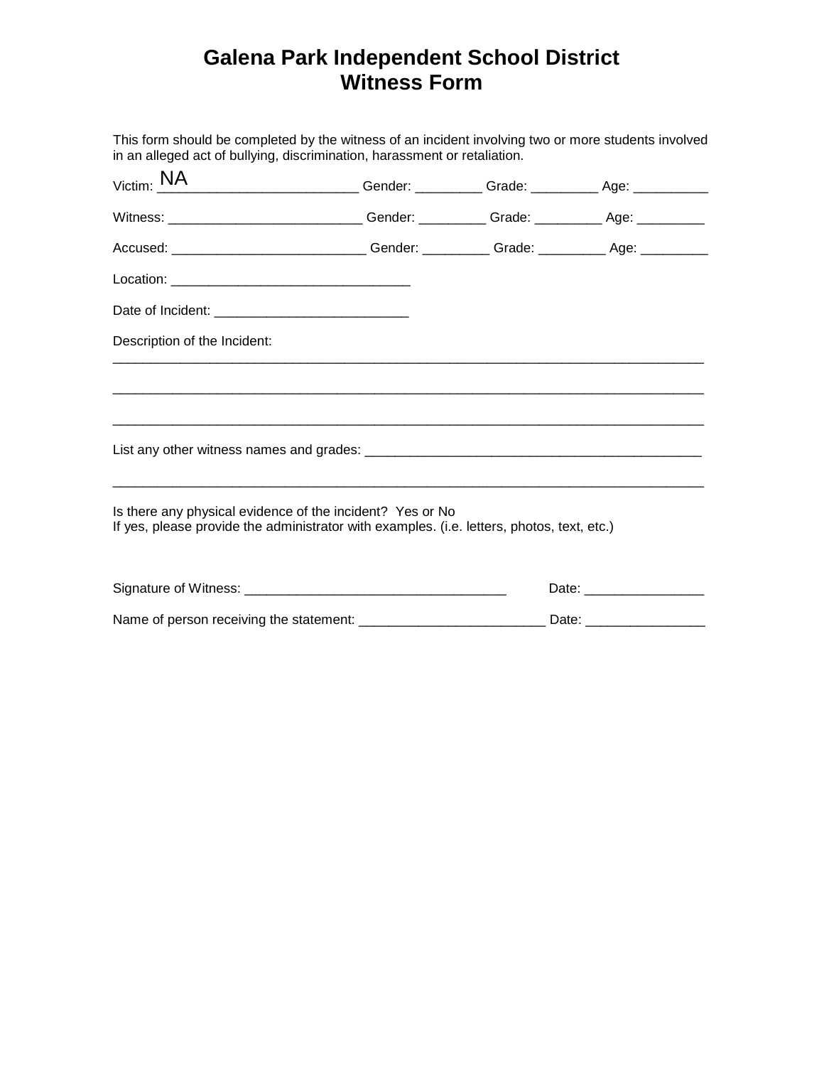# Galena Park Independent School District
# Witness Form

This form should be completed by the witness of an incident involving two or more students involved in an alleged act of bullying, discrimination, harassment or retaliation.

Victim: NA__________________________ Gender: _________ Grade: _________ Age: __________

Witness: __________________________ Gender: _________ Grade: _________ Age: _________

Accused: __________________________ Gender: _________ Grade: _________ Age: _________

Location: ________________________________

Date of Incident: __________________________

Description of the Incident:
_________________________________________________________________________________

_________________________________________________________________________________

_________________________________________________________________________________

List any other witness names and grades: ______________________________________________

_________________________________________________________________________________

Is there any physical evidence of the incident? Yes or No
If yes, please provide the administrator with examples. (i.e. letters, photos, text, etc.)

Signature of Witness: ___________________________________ Date: ________________

Name of person receiving the statement: _________________________ Date: ________________